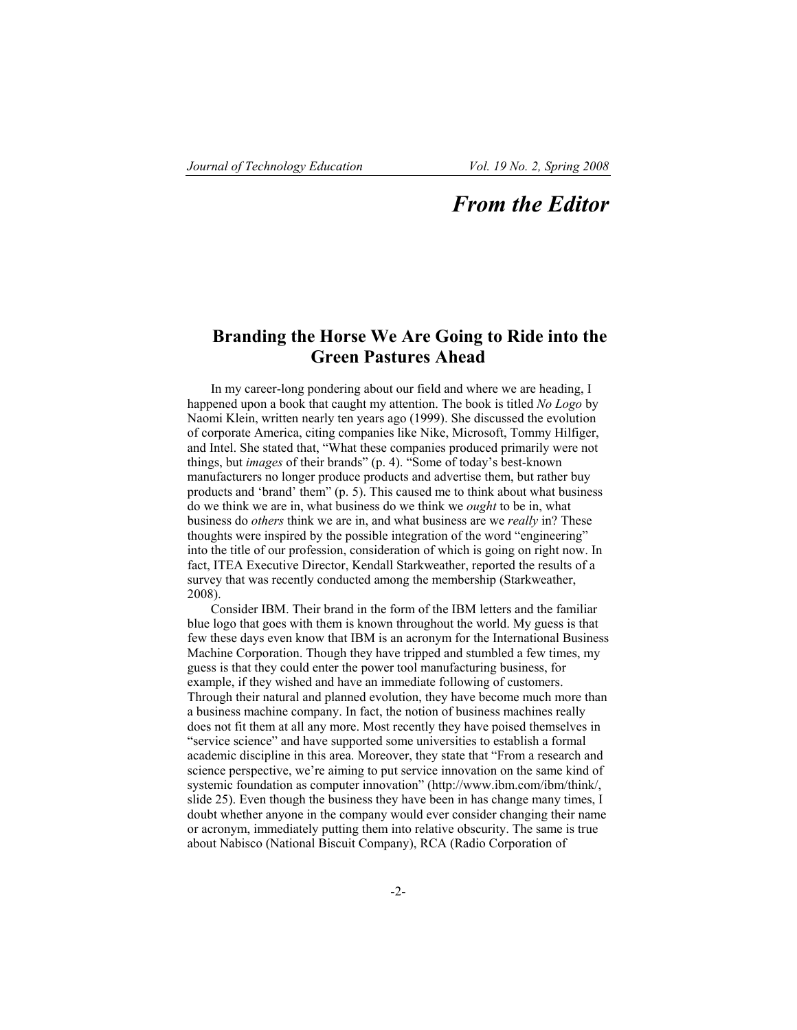# From the Editor

## Branding the Horse We Are Going to Ride into the Green Pastures Ahead

In my career-long pondering about our field and where we are heading, I happened upon a book that caught my attention. The book is titled *No Logo* by Naomi Klein, written nearly ten years ago (1999). She discussed the evolution of corporate America, citing companies like Nike, Microsoft, Tommy Hilfiger, and Intel. She stated that, "What these companies produced primarily were not things, but *images* of their brands" (p. 4). "Some of today's best-known manufacturers no longer produce products and advertise them, but rather buy products and 'brand' them" (p. 5). This caused me to think about what business do we think we are in, what business do we think we *ought* to be in, what business do *others* think we are in, and what business are we *really* in? These thoughts were inspired by the possible integration of the word "engineering" into the title of our profession, consideration of which is going on right now. In fact, ITEA Executive Director, Kendall Starkweather, reported the results of a survey that was recently conducted among the membership (Starkweather, 2008).

Consider IBM. Their brand in the form of the IBM letters and the familiar blue logo that goes with them is known throughout the world. My guess is that few these days even know that IBM is an acronym for the International Business Machine Corporation. Though they have tripped and stumbled a few times, my guess is that they could enter the power tool manufacturing business, for example, if they wished and have an immediate following of customers. Through their natural and planned evolution, they have become much more than a business machine company. In fact, the notion of business machines really does not fit them at all any more. Most recently they have poised themselves in "service science" and have supported some universities to establish a formal academic discipline in this area. Moreover, they state that "From a research and science perspective, we're aiming to put service innovation on the same kind of systemic foundation as computer innovation" (http://www.ibm.com/ibm/think/, slide 25). Even though the business they have been in has change many times, I doubt whether anyone in the company would ever consider changing their name or acronym, immediately putting them into relative obscurity. The same is true about Nabisco (National Biscuit Company), RCA (Radio Corporation of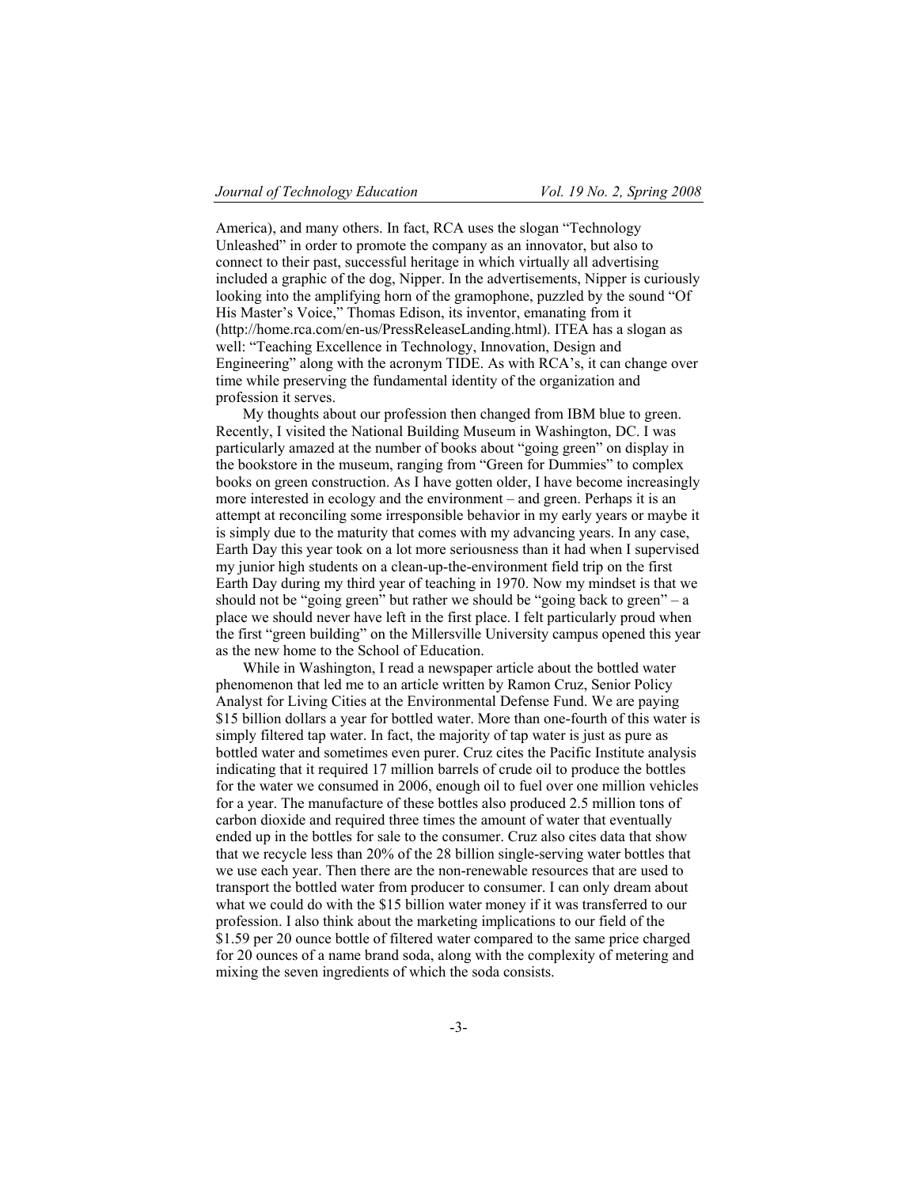America), and many others. In fact, RCA uses the slogan "Technology Unleashed" in order to promote the company as an innovator, but also to connect to their past, successful heritage in which virtually all advertising included a graphic of the dog, Nipper. In the advertisements, Nipper is curiously looking into the amplifying horn of the gramophone, puzzled by the sound "Of His Master's Voice," Thomas Edison, its inventor, emanating from it (http://home.rca.com/en-us/PressReleaseLanding.html). ITEA has a slogan as well: "Teaching Excellence in Technology, Innovation, Design and Engineering" along with the acronym TIDE. As with RCA's, it can change over time while preserving the fundamental identity of the organization and profession it serves.

My thoughts about our profession then changed from IBM blue to green. Recently, I visited the National Building Museum in Washington, DC. I was particularly amazed at the number of books about "going green" on display in the bookstore in the museum, ranging from "Green for Dummies" to complex books on green construction. As I have gotten older, I have become increasingly more interested in ecology and the environment – and green. Perhaps it is an attempt at reconciling some irresponsible behavior in my early years or maybe it is simply due to the maturity that comes with my advancing years. In any case, Earth Day this year took on a lot more seriousness than it had when I supervised my junior high students on a clean-up-the-environment field trip on the first Earth Day during my third year of teaching in 1970. Now my mindset is that we should not be "going green" but rather we should be "going back to green" – a place we should never have left in the first place. I felt particularly proud when the first "green building" on the Millersville University campus opened this year as the new home to the School of Education.

While in Washington, I read a newspaper article about the bottled water phenomenon that led me to an article written by Ramon Cruz, Senior Policy Analyst for Living Cities at the Environmental Defense Fund. We are paying \$15 billion dollars a year for bottled water. More than one-fourth of this water is simply filtered tap water. In fact, the majority of tap water is just as pure as bottled water and sometimes even purer. Cruz cites the Pacific Institute analysis indicating that it required 17 million barrels of crude oil to produce the bottles for the water we consumed in 2006, enough oil to fuel over one million vehicles for a year. The manufacture of these bottles also produced 2.5 million tons of carbon dioxide and required three times the amount of water that eventually ended up in the bottles for sale to the consumer. Cruz also cites data that show that we recycle less than 20% of the 28 billion single-serving water bottles that we use each year. Then there are the non-renewable resources that are used to transport the bottled water from producer to consumer. I can only dream about what we could do with the \$15 billion water money if it was transferred to our profession. I also think about the marketing implications to our field of the \$1.59 per 20 ounce bottle of filtered water compared to the same price charged for 20 ounces of a name brand soda, along with the complexity of metering and mixing the seven ingredients of which the soda consists.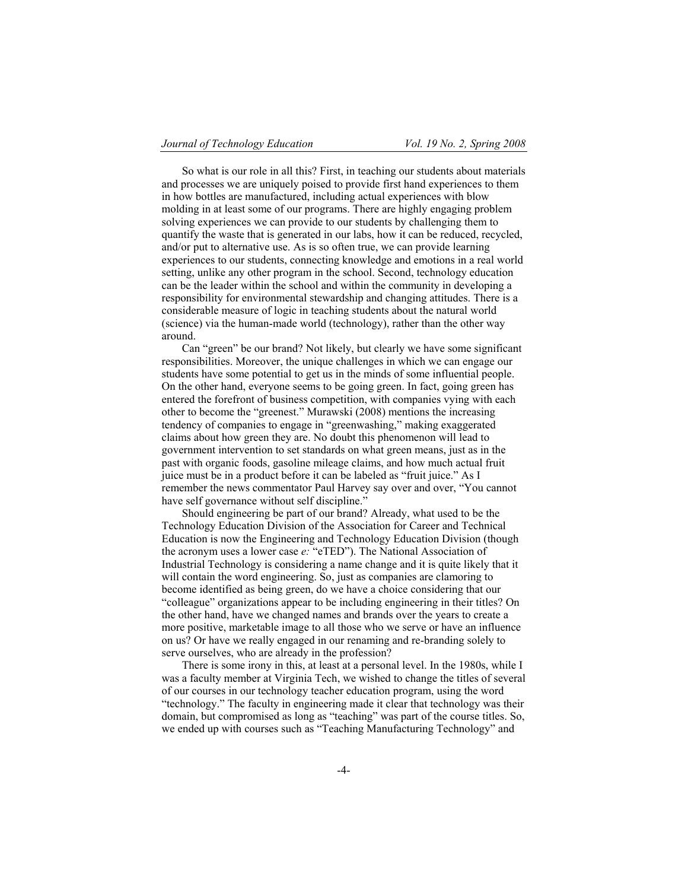So what is our role in all this? First, in teaching our students about materials and processes we are uniquely poised to provide first hand experiences to them in how bottles are manufactured, including actual experiences with blow molding in at least some of our programs. There are highly engaging problem solving experiences we can provide to our students by challenging them to quantify the waste that is generated in our labs, how it can be reduced, recycled, and/or put to alternative use. As is so often true, we can provide learning experiences to our students, connecting knowledge and emotions in a real world setting, unlike any other program in the school. Second, technology education can be the leader within the school and within the community in developing a responsibility for environmental stewardship and changing attitudes. There is a considerable measure of logic in teaching students about the natural world (science) via the human-made world (technology), rather than the other way around.

Can "green" be our brand? Not likely, but clearly we have some significant responsibilities. Moreover, the unique challenges in which we can engage our students have some potential to get us in the minds of some influential people. On the other hand, everyone seems to be going green. In fact, going green has entered the forefront of business competition, with companies vying with each other to become the "greenest." Murawski (2008) mentions the increasing tendency of companies to engage in "greenwashing," making exaggerated claims about how green they are. No doubt this phenomenon will lead to government intervention to set standards on what green means, just as in the past with organic foods, gasoline mileage claims, and how much actual fruit juice must be in a product before it can be labeled as "fruit juice." As I remember the news commentator Paul Harvey say over and over, "You cannot have self governance without self discipline."

Should engineering be part of our brand? Already, what used to be the Technology Education Division of the Association for Career and Technical Education is now the Engineering and Technology Education Division (though the acronym uses a lower case *e:* "eTED"). The National Association of Industrial Technology is considering a name change and it is quite likely that it will contain the word engineering. So, just as companies are clamoring to become identified as being green, do we have a choice considering that our "colleague" organizations appear to be including engineering in their titles? On the other hand, have we changed names and brands over the years to create a more positive, marketable image to all those who we serve or have an influence on us? Or have we really engaged in our renaming and re-branding solely to serve ourselves, who are already in the profession?

There is some irony in this, at least at a personal level. In the 1980s, while I was a faculty member at Virginia Tech, we wished to change the titles of several of our courses in our technology teacher education program, using the word "technology." The faculty in engineering made it clear that technology was their domain, but compromised as long as "teaching" was part of the course titles. So, we ended up with courses such as "Teaching Manufacturing Technology" and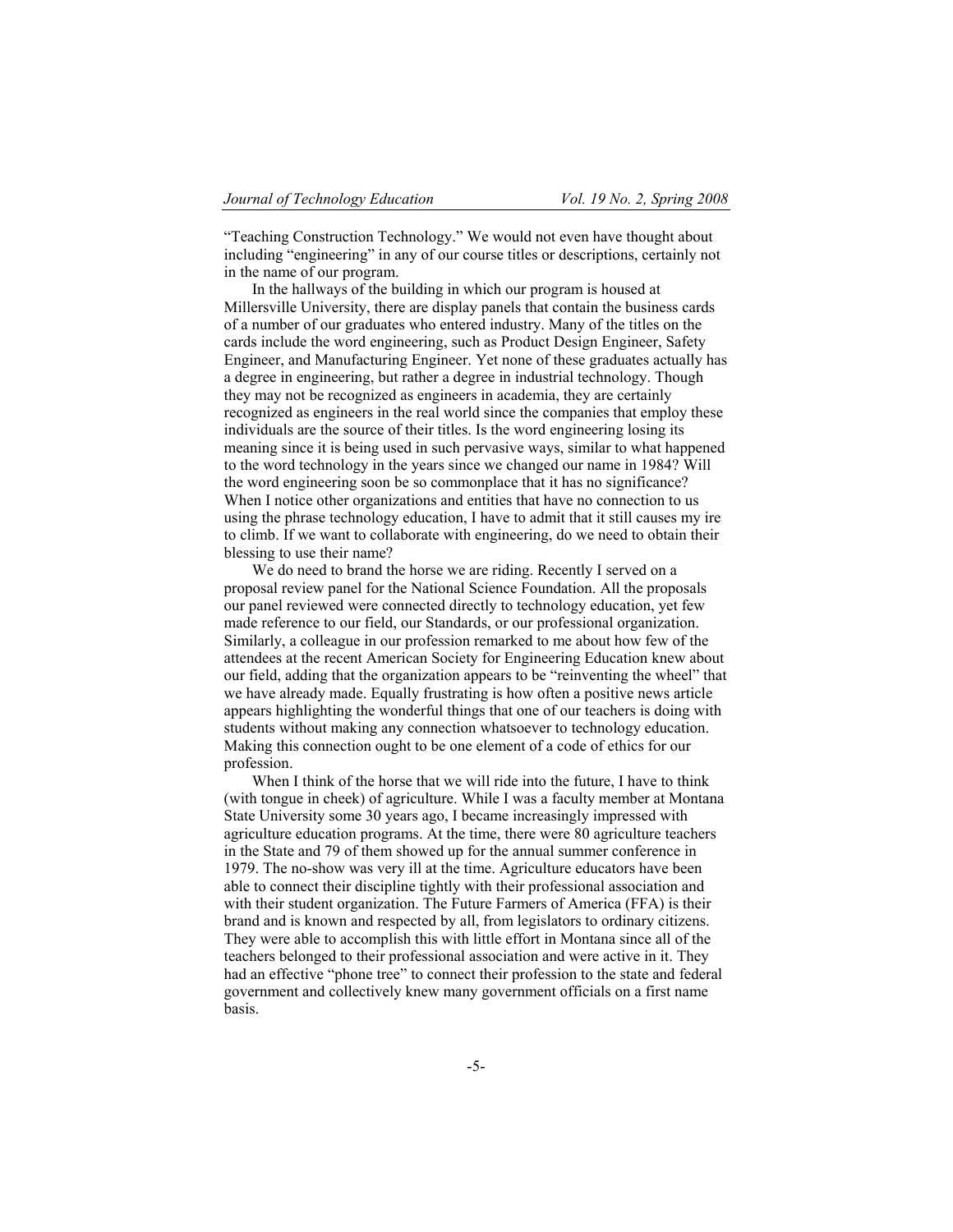"Teaching Construction Technology." We would not even have thought about including "engineering" in any of our course titles or descriptions, certainly not in the name of our program.

In the hallways of the building in which our program is housed at Millersville University, there are display panels that contain the business cards of a number of our graduates who entered industry. Many of the titles on the cards include the word engineering, such as Product Design Engineer, Safety Engineer, and Manufacturing Engineer. Yet none of these graduates actually has a degree in engineering, but rather a degree in industrial technology. Though they may not be recognized as engineers in academia, they are certainly recognized as engineers in the real world since the companies that employ these individuals are the source of their titles. Is the word engineering losing its meaning since it is being used in such pervasive ways, similar to what happened to the word technology in the years since we changed our name in 1984? Will the word engineering soon be so commonplace that it has no significance? When I notice other organizations and entities that have no connection to us using the phrase technology education, I have to admit that it still causes my ire to climb. If we want to collaborate with engineering, do we need to obtain their blessing to use their name?

We do need to brand the horse we are riding. Recently I served on a proposal review panel for the National Science Foundation. All the proposals our panel reviewed were connected directly to technology education, yet few made reference to our field, our Standards, or our professional organization. Similarly, a colleague in our profession remarked to me about how few of the attendees at the recent American Society for Engineering Education knew about our field, adding that the organization appears to be "reinventing the wheel" that we have already made. Equally frustrating is how often a positive news article appears highlighting the wonderful things that one of our teachers is doing with students without making any connection whatsoever to technology education. Making this connection ought to be one element of a code of ethics for our profession.

When I think of the horse that we will ride into the future, I have to think (with tongue in cheek) of agriculture. While I was a faculty member at Montana State University some 30 years ago, I became increasingly impressed with agriculture education programs. At the time, there were 80 agriculture teachers in the State and 79 of them showed up for the annual summer conference in 1979. The no-show was very ill at the time. Agriculture educators have been able to connect their discipline tightly with their professional association and with their student organization. The Future Farmers of America (FFA) is their brand and is known and respected by all, from legislators to ordinary citizens. They were able to accomplish this with little effort in Montana since all of the teachers belonged to their professional association and were active in it. They had an effective "phone tree" to connect their profession to the state and federal government and collectively knew many government officials on a first name basis.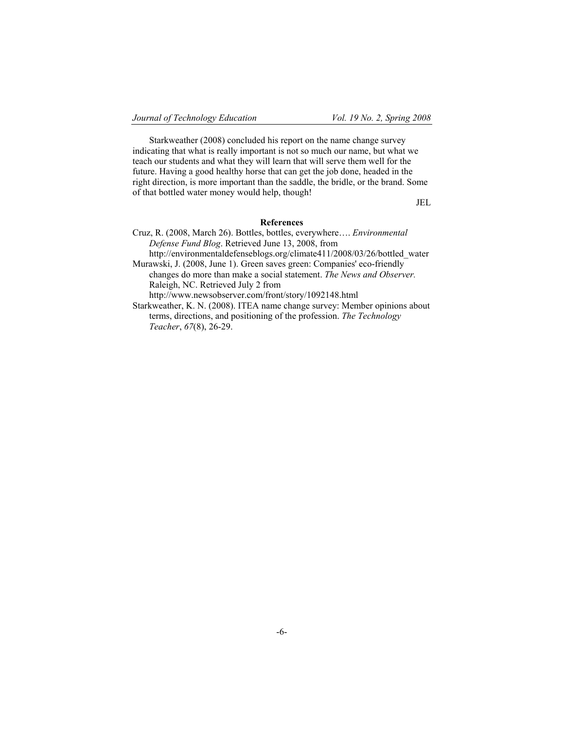Starkweather (2008) concluded his report on the name change survey indicating that what is really important is not so much our name, but what we teach our students and what they will learn that will serve them well for the future. Having a good healthy horse that can get the job done, headed in the right direction, is more important than the saddle, the bridle, or the brand. Some of that bottled water money would help, though!

JEL

**References**

Cruz, R. (2008, March 26). Bottles, bottles, everywhere…. *Environmental Defense Fund Blog*. Retrieved June 13, 2008, from http://environmentaldefenseblogs.org/climate411/2008/03/26/bottled_water

Murawski, J. (2008, June 1). Green saves green: Companies' eco-friendly changes do more than make a social statement. *The News and Observer.* Raleigh, NC. Retrieved July 2 from http://www.newsobserver.com/front/story/1092148.html

Starkweather, K. N. (2008). ITEA name change survey: Member opinions about terms, directions, and positioning of the profession. *The Technology Teacher*, *67*(8), 26-29.